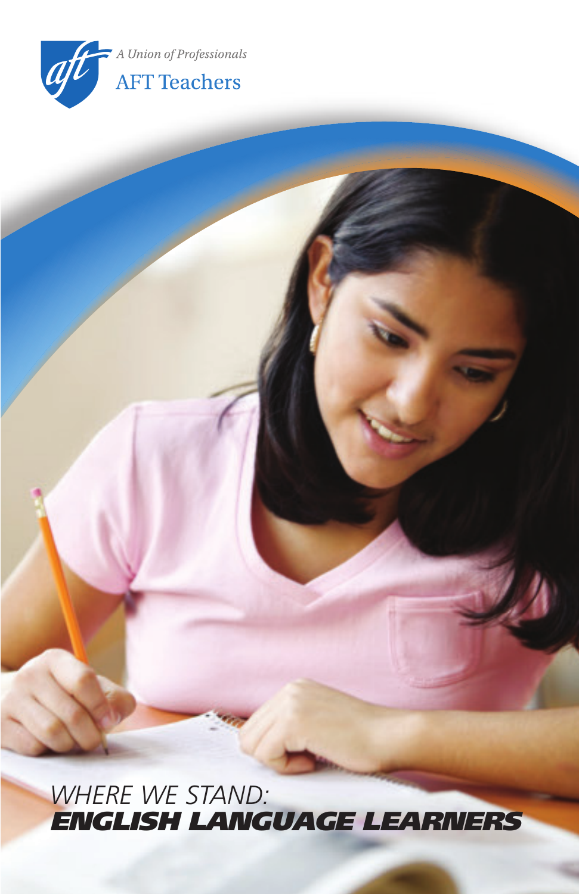A Union of Professionals

AFT Teachers

# WHERE WE STAND: ENGLISH LANGUAGE LEARNERS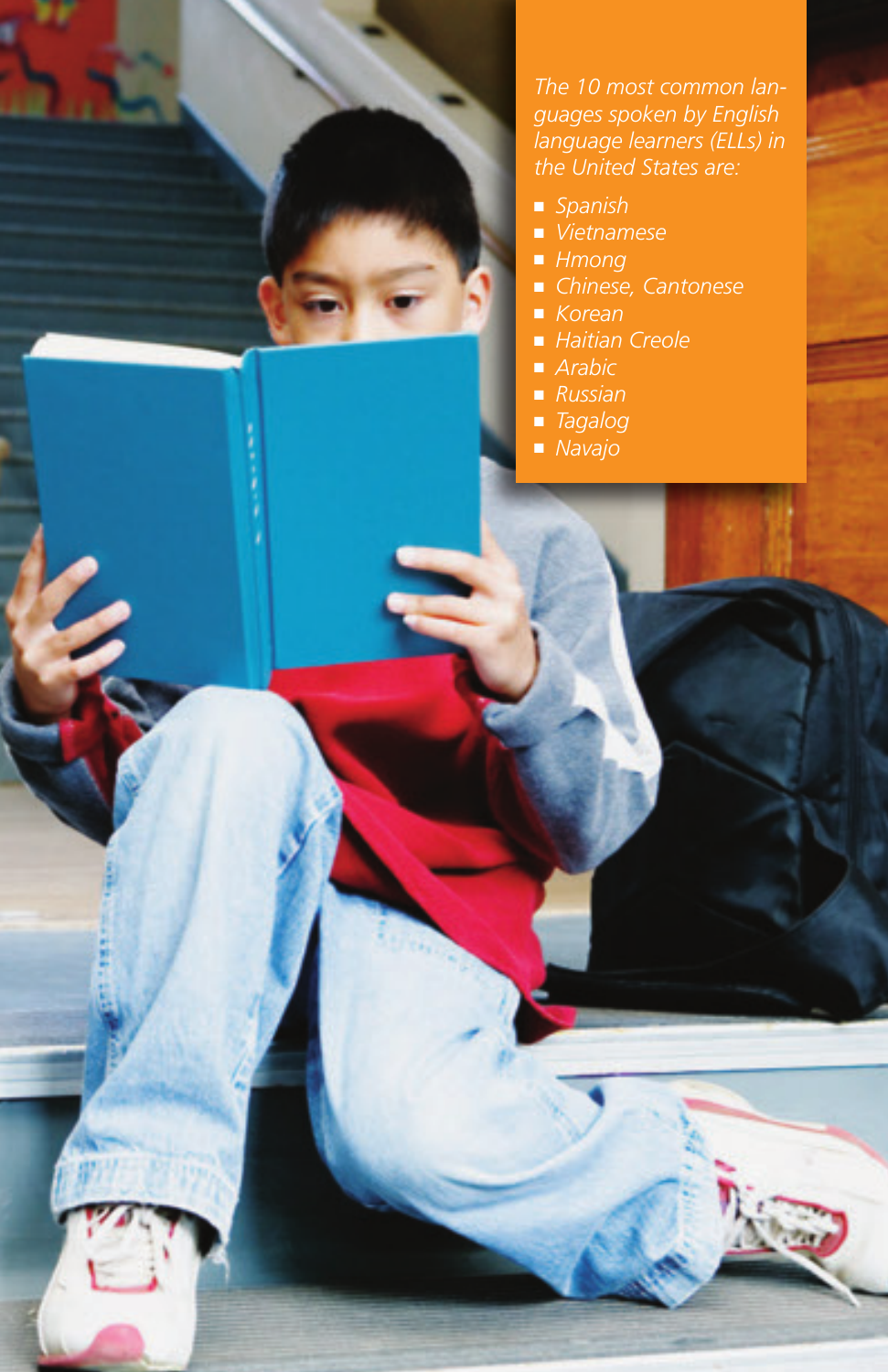*The 10 most common languages spoken by English language learners (ELLs) in the United States are:*

- *Spanish*
- *Vietnamese*
- *Hmong*
- *Chinese, Cantonese*
- *Korean*
- *Haitian Creole*
- *Arabic*
- *Russian*
- *Tagalog*
- *Navajo*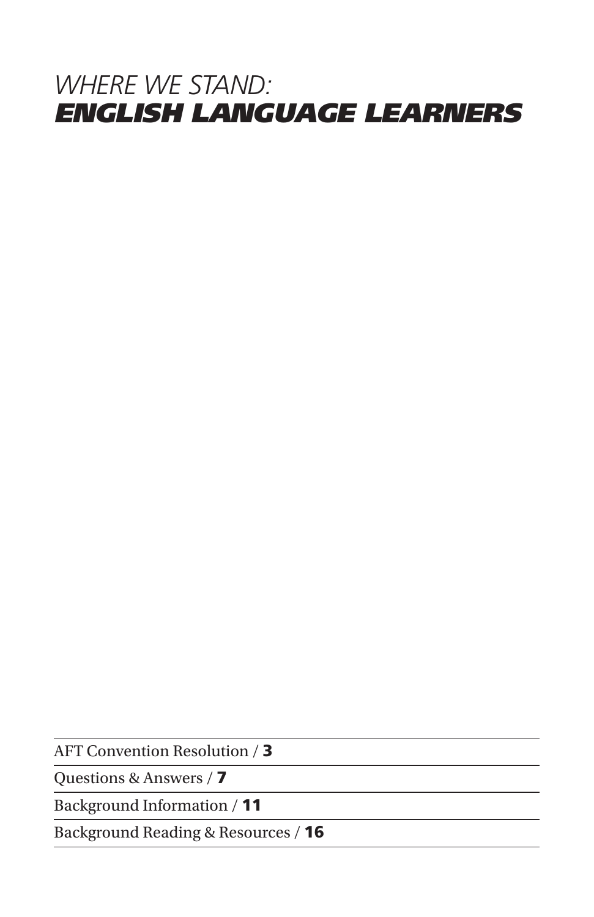# *WHERE WE STAND:* ***ENGLISH LANGUAGE LEARNERS***

AFT Convention Resolution / **3**

Questions & Answers / **7**

Background Information / **11**

Background Reading & Resources / **16**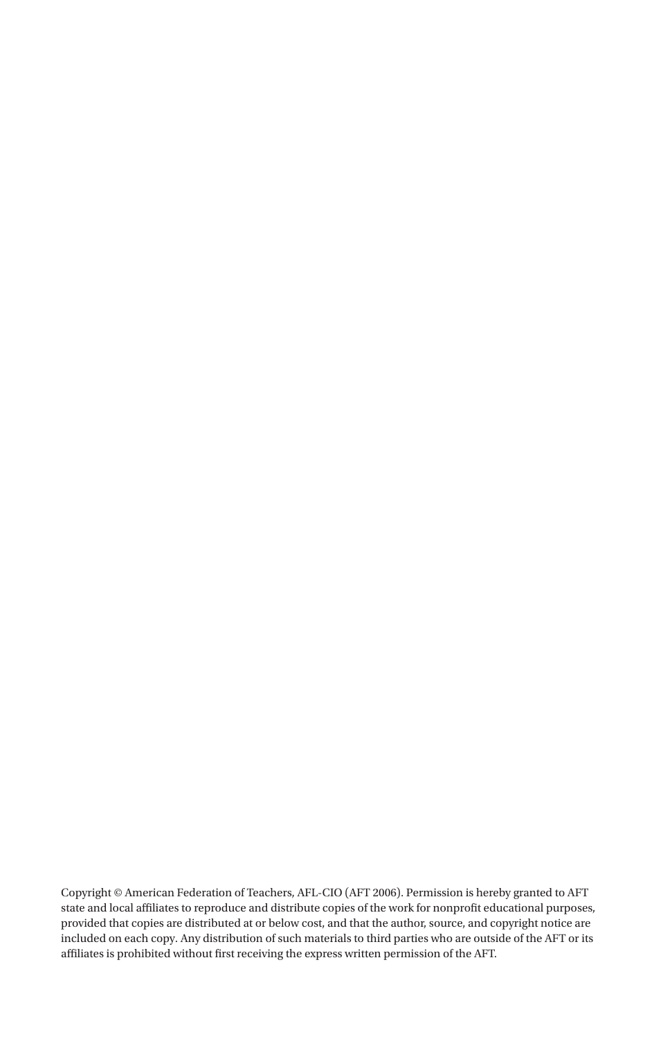Copyright © American Federation of Teachers, AFL-CIO (AFT 2006). Permission is hereby granted to AFT state and local affiliates to reproduce and distribute copies of the work for nonprofit educational purposes, provided that copies are distributed at or below cost, and that the author, source, and copyright notice are included on each copy. Any distribution of such materials to third parties who are outside of the AFT or its affiliates is prohibited without first receiving the express written permission of the AFT.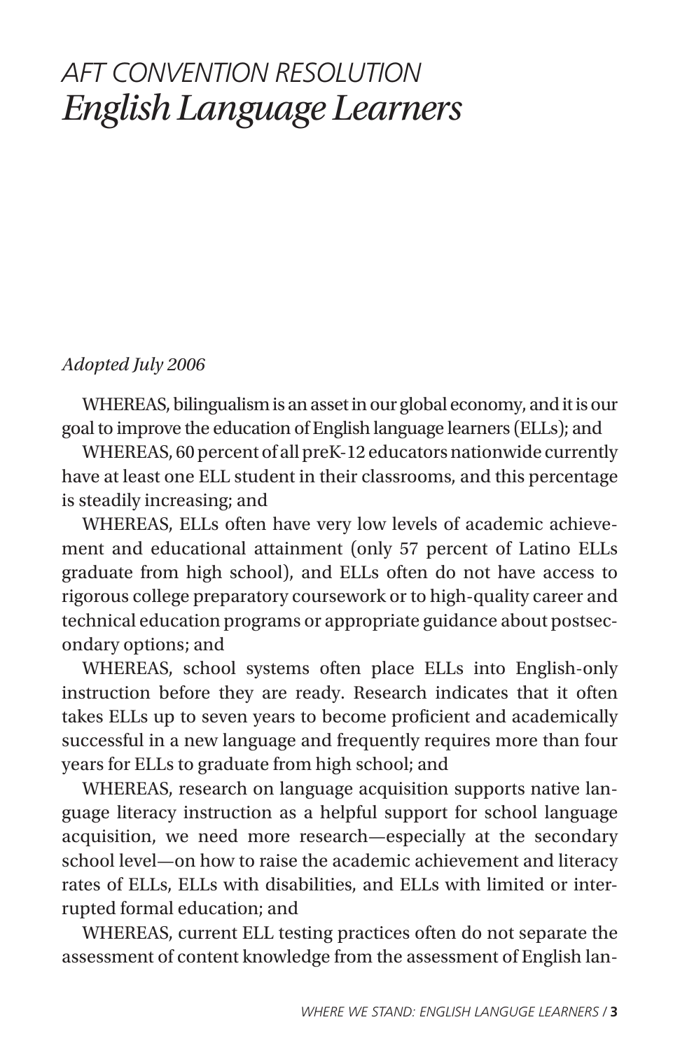# *AFT CONVENTION RESOLUTION*
# *English Language Learners*

*Adopted July 2006*

WHEREAS, bilingualism is an asset in our global economy, and it is our goal to improve the education of English language learners (ELLs); and

WHEREAS, 60 percent of all preK-12 educators nationwide currently have at least one ELL student in their classrooms, and this percentage is steadily increasing; and

WHEREAS, ELLs often have very low levels of academic achievement and educational attainment (only 57 percent of Latino ELLs graduate from high school), and ELLs often do not have access to rigorous college preparatory coursework or to high-quality career and technical education programs or appropriate guidance about postsecondary options; and

WHEREAS, school systems often place ELLs into English-only instruction before they are ready. Research indicates that it often takes ELLs up to seven years to become proficient and academically successful in a new language and frequently requires more than four years for ELLs to graduate from high school; and

WHEREAS, research on language acquisition supports native language literacy instruction as a helpful support for school language acquisition, we need more research—especially at the secondary school level—on how to raise the academic achievement and literacy rates of ELLs, ELLs with disabilities, and ELLs with limited or interrupted formal education; and

WHEREAS, current ELL testing practices often do not separate the assessment of content knowledge from the assessment of English lan-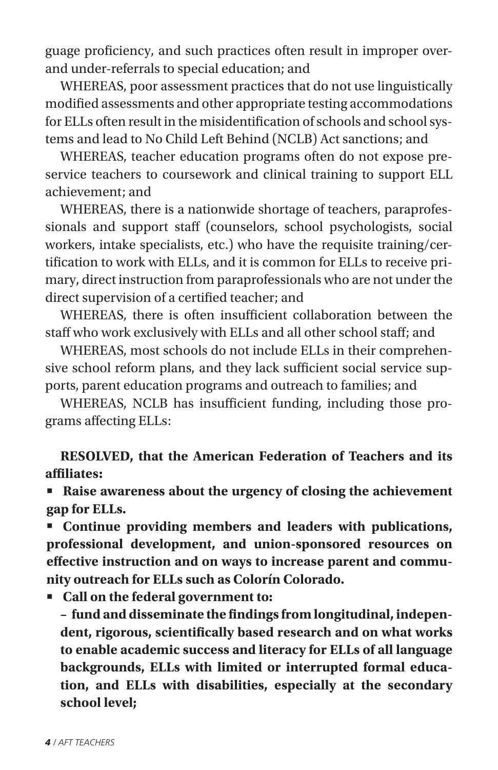guage proficiency, and such practices often result in improper over- and under-referrals to special education; and

WHEREAS, poor assessment practices that do not use linguistically modified assessments and other appropriate testing accommodations for ELLs often result in the misidentification of schools and school systems and lead to No Child Left Behind (NCLB) Act sanctions; and

WHEREAS, teacher education programs often do not expose preservice teachers to coursework and clinical training to support ELL achievement; and

WHEREAS, there is a nationwide shortage of teachers, paraprofessionals and support staff (counselors, school psychologists, social workers, intake specialists, etc.) who have the requisite training/certification to work with ELLs, and it is common for ELLs to receive primary, direct instruction from paraprofessionals who are not under the direct supervision of a certified teacher; and

WHEREAS, there is often insufficient collaboration between the staff who work exclusively with ELLs and all other school staff; and

WHEREAS, most schools do not include ELLs in their comprehensive school reform plans, and they lack sufficient social service supports, parent education programs and outreach to families; and

WHEREAS, NCLB has insufficient funding, including those programs affecting ELLs:

**RESOLVED, that the American Federation of Teachers and its affiliates:**

- **Raise awareness about the urgency of closing the achievement gap for ELLs.**
- **Continue providing members and leaders with publications, professional development, and union-sponsored resources on effective instruction and on ways to increase parent and community outreach for ELLs such as Colorín Colorado.**
- **Call on the federal government to:**

  **– fund and disseminate the findings from longitudinal, independent, rigorous, scientifically based research and on what works to enable academic success and literacy for ELLs of all language backgrounds, ELLs with limited or interrupted formal education, and ELLs with disabilities, especially at the secondary school level;**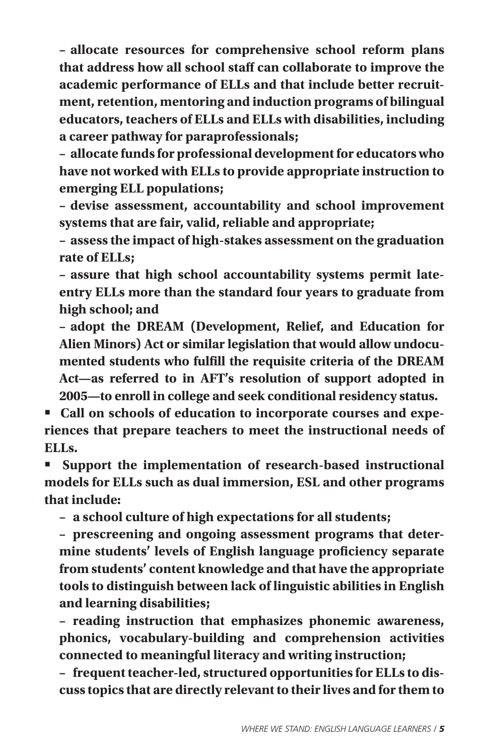**– allocate resources for comprehensive school reform plans that address how all school staff can collaborate to improve the academic performance of ELLs and that include better recruitment, retention, mentoring and induction programs of bilingual educators, teachers of ELLs and ELLs with disabilities, including a career pathway for paraprofessionals;**

**– allocate funds for professional development for educators who have not worked with ELLs to provide appropriate instruction to emerging ELL populations;**

**– devise assessment, accountability and school improvement systems that are fair, valid, reliable and appropriate;**

**– assess the impact of high-stakes assessment on the graduation rate of ELLs;**

**– assure that high school accountability systems permit late-entry ELLs more than the standard four years to graduate from high school; and**

**– adopt the DREAM (Development, Relief, and Education for Alien Minors) Act or similar legislation that would allow undocumented students who fulfill the requisite criteria of the DREAM Act—as referred to in AFT's resolution of support adopted in 2005—to enroll in college and seek conditional residency status.**

- **Call on schools of education to incorporate courses and experiences that prepare teachers to meet the instructional needs of ELLs.**
- **Support the implementation of research-based instructional models for ELLs such as dual immersion, ESL and other programs that include:**

**– a school culture of high expectations for all students;**

**– prescreening and ongoing assessment programs that determine students' levels of English language proficiency separate from students' content knowledge and that have the appropriate tools to distinguish between lack of linguistic abilities in English and learning disabilities;**

**– reading instruction that emphasizes phonemic awareness, phonics, vocabulary-building and comprehension activities connected to meaningful literacy and writing instruction;**

**– frequent teacher-led, structured opportunities for ELLs to discuss topics that are directly relevant to their lives and for them to**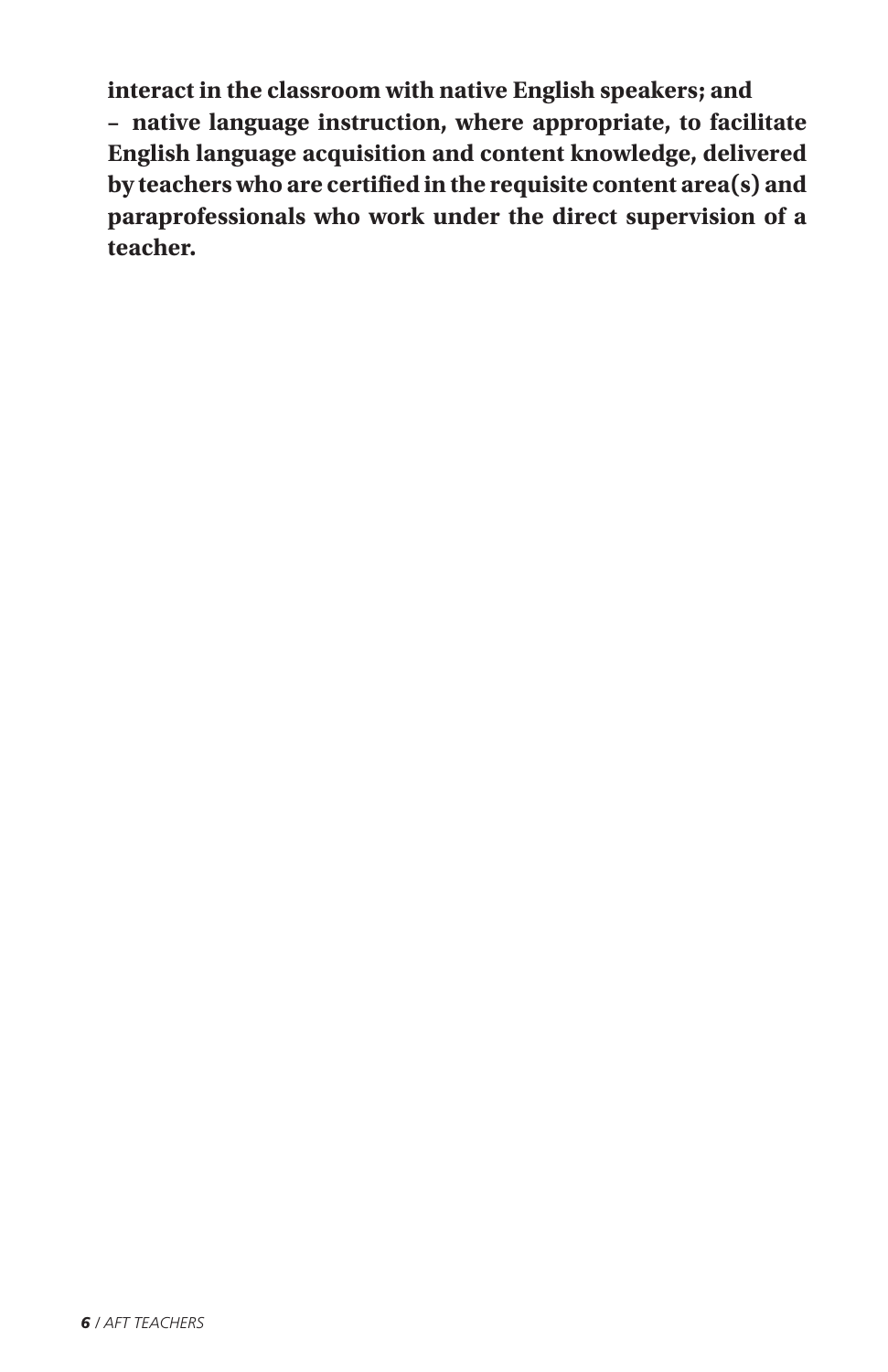**interact in the classroom with native English speakers; and**

**– native language instruction, where appropriate, to facilitate English language acquisition and content knowledge, delivered by teachers who are certified in the requisite content area(s) and paraprofessionals who work under the direct supervision of a teacher.**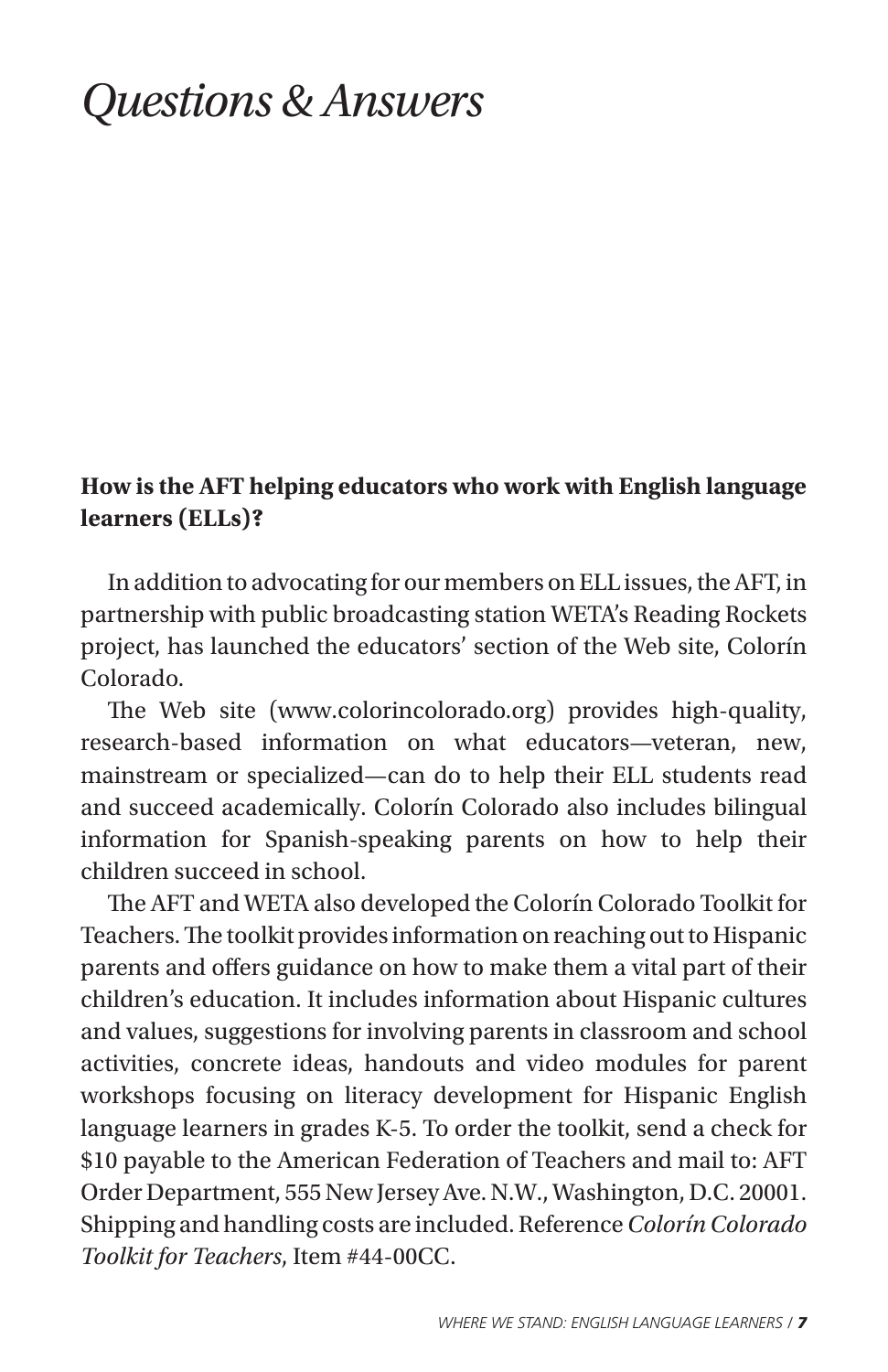# *Questions & Answers*

**How is the AFT helping educators who work with English language learners (ELLs)?**

In addition to advocating for our members on ELL issues, the AFT, in partnership with public broadcasting station WETA's Reading Rockets project, has launched the educators' section of the Web site, Colorín Colorado.

The Web site (www.colorincolorado.org) provides high-quality, research-based information on what educators—veteran, new, mainstream or specialized—can do to help their ELL students read and succeed academically. Colorín Colorado also includes bilingual information for Spanish-speaking parents on how to help their children succeed in school.

The AFT and WETA also developed the Colorín Colorado Toolkit for Teachers. The toolkit provides information on reaching out to Hispanic parents and offers guidance on how to make them a vital part of their children's education. It includes information about Hispanic cultures and values, suggestions for involving parents in classroom and school activities, concrete ideas, handouts and video modules for parent workshops focusing on literacy development for Hispanic English language learners in grades K-5. To order the toolkit, send a check for $10 payable to the American Federation of Teachers and mail to: AFT Order Department, 555 New Jersey Ave. N.W., Washington, D.C. 20001. Shipping and handling costs are included. Reference *Colorín Colorado Toolkit for Teachers*, Item #44-00CC.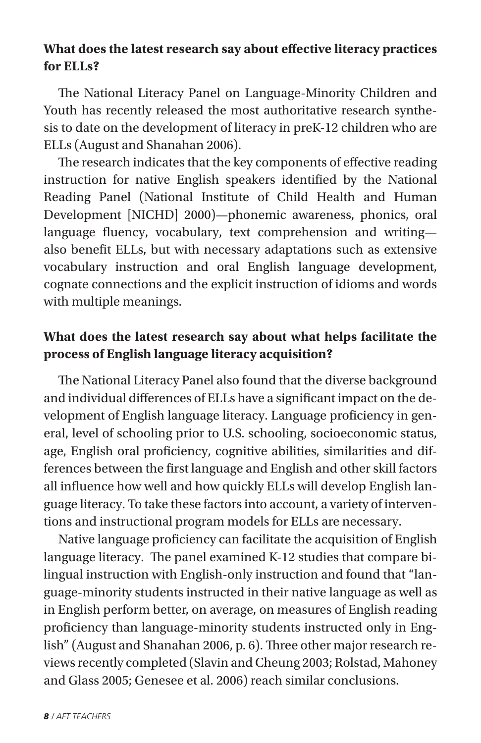**What does the latest research say about effective literacy practices for ELLs?**

The National Literacy Panel on Language-Minority Children and Youth has recently released the most authoritative research synthesis to date on the development of literacy in preK-12 children who are ELLs (August and Shanahan 2006).

The research indicates that the key components of effective reading instruction for native English speakers identified by the National Reading Panel (National Institute of Child Health and Human Development [NICHD] 2000)—phonemic awareness, phonics, oral language fluency, vocabulary, text comprehension and writing—also benefit ELLs, but with necessary adaptations such as extensive vocabulary instruction and oral English language development, cognate connections and the explicit instruction of idioms and words with multiple meanings.

**What does the latest research say about what helps facilitate the process of English language literacy acquisition?**

The National Literacy Panel also found that the diverse background and individual differences of ELLs have a significant impact on the development of English language literacy. Language proficiency in general, level of schooling prior to U.S. schooling, socioeconomic status, age, English oral proficiency, cognitive abilities, similarities and differences between the first language and English and other skill factors all influence how well and how quickly ELLs will develop English language literacy. To take these factors into account, a variety of interventions and instructional program models for ELLs are necessary.

Native language proficiency can facilitate the acquisition of English language literacy. The panel examined K-12 studies that compare bilingual instruction with English-only instruction and found that "language-minority students instructed in their native language as well as in English perform better, on average, on measures of English reading proficiency than language-minority students instructed only in English" (August and Shanahan 2006, p. 6). Three other major research reviews recently completed (Slavin and Cheung 2003; Rolstad, Mahoney and Glass 2005; Genesee et al. 2006) reach similar conclusions.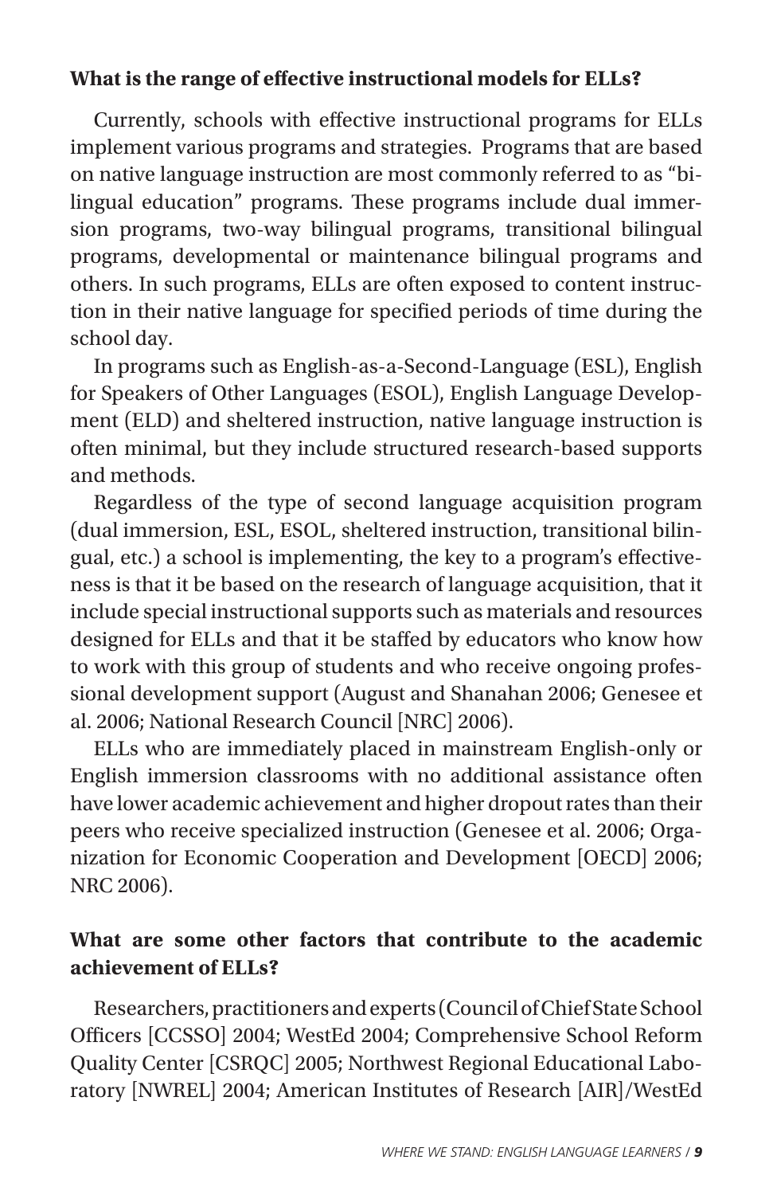**What is the range of effective instructional models for ELLs?**

Currently, schools with effective instructional programs for ELLs implement various programs and strategies. Programs that are based on native language instruction are most commonly referred to as "bilingual education" programs. These programs include dual immersion programs, two-way bilingual programs, transitional bilingual programs, developmental or maintenance bilingual programs and others. In such programs, ELLs are often exposed to content instruction in their native language for specified periods of time during the school day.

In programs such as English-as-a-Second-Language (ESL), English for Speakers of Other Languages (ESOL), English Language Development (ELD) and sheltered instruction, native language instruction is often minimal, but they include structured research-based supports and methods.

Regardless of the type of second language acquisition program (dual immersion, ESL, ESOL, sheltered instruction, transitional bilingual, etc.) a school is implementing, the key to a program's effectiveness is that it be based on the research of language acquisition, that it include special instructional supports such as materials and resources designed for ELLs and that it be staffed by educators who know how to work with this group of students and who receive ongoing professional development support (August and Shanahan 2006; Genesee et al. 2006; National Research Council [NRC] 2006).

ELLs who are immediately placed in mainstream English-only or English immersion classrooms with no additional assistance often have lower academic achievement and higher dropout rates than their peers who receive specialized instruction (Genesee et al. 2006; Organization for Economic Cooperation and Development [OECD] 2006; NRC 2006).

**What are some other factors that contribute to the academic achievement of ELLs?**

Researchers, practitioners and experts (Council of Chief State School Officers [CCSSO] 2004; WestEd 2004; Comprehensive School Reform Quality Center [CSRQC] 2005; Northwest Regional Educational Laboratory [NWREL] 2004; American Institutes of Research [AIR]/WestEd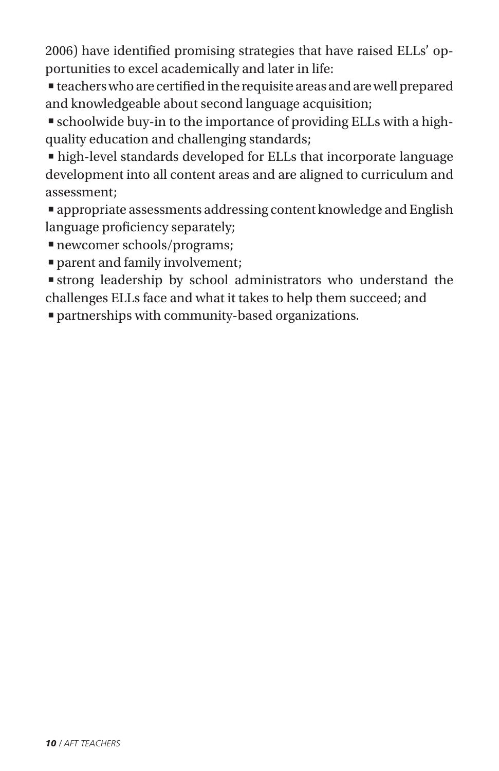2006) have identified promising strategies that have raised ELLs' opportunities to excel academically and later in life:

- teachers who are certified in the requisite areas and are well prepared and knowledgeable about second language acquisition;
- schoolwide buy-in to the importance of providing ELLs with a high-quality education and challenging standards;
- high-level standards developed for ELLs that incorporate language development into all content areas and are aligned to curriculum and assessment;
- appropriate assessments addressing content knowledge and English language proficiency separately;
- newcomer schools/programs;
- parent and family involvement;
- strong leadership by school administrators who understand the challenges ELLs face and what it takes to help them succeed; and
- partnerships with community-based organizations.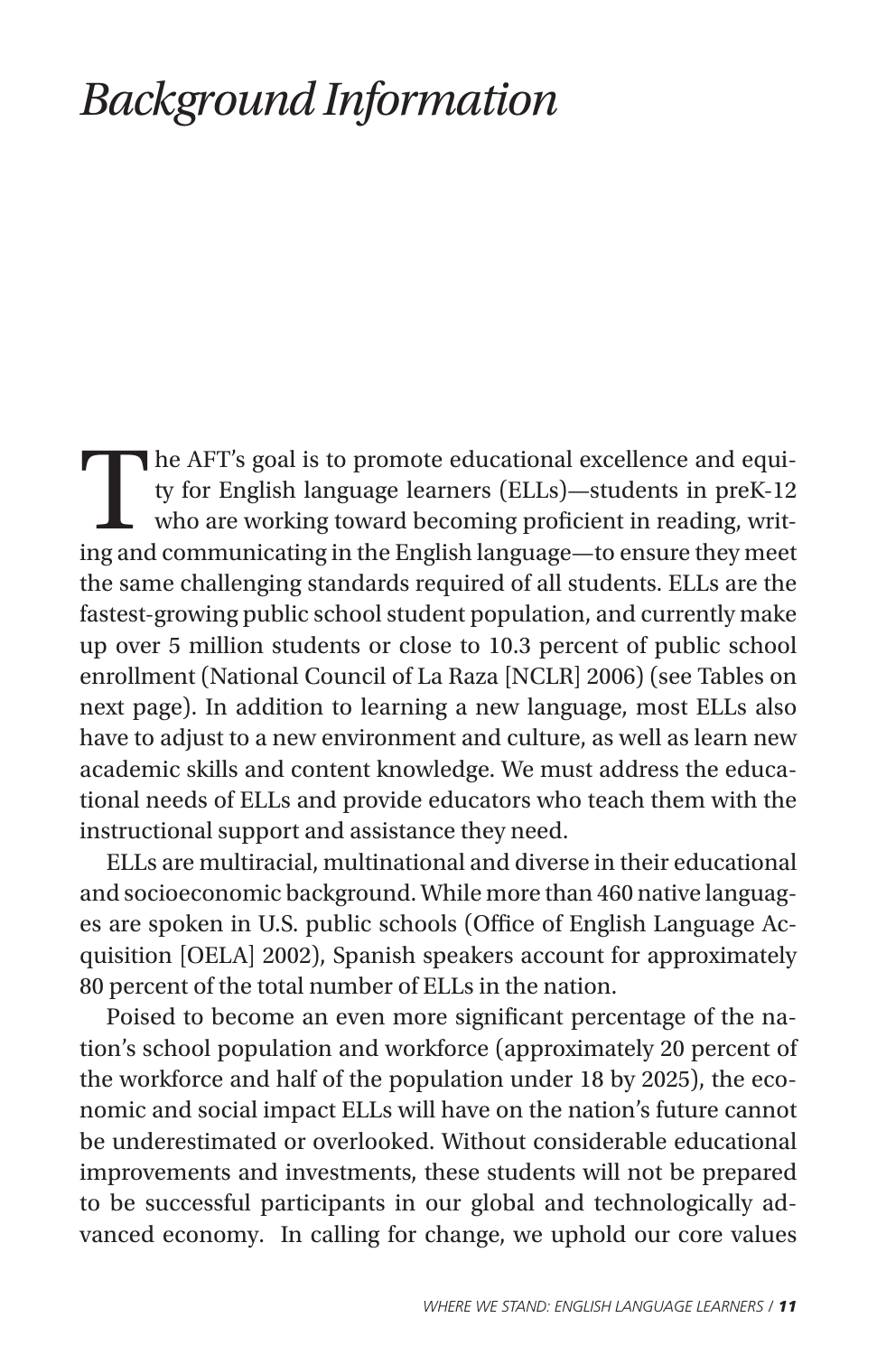# *Background Information*

The AFT's goal is to promote educational excellence and equity for English language learners (ELLs)—students in preK-12 who are working toward becoming proficient in reading, writing and communicating in the English language—to ensure they meet the same challenging standards required of all students. ELLs are the fastest-growing public school student population, and currently make up over 5 million students or close to 10.3 percent of public school enrollment (National Council of La Raza [NCLR] 2006) (see Tables on next page). In addition to learning a new language, most ELLs also have to adjust to a new environment and culture, as well as learn new academic skills and content knowledge. We must address the educational needs of ELLs and provide educators who teach them with the instructional support and assistance they need.

ELLs are multiracial, multinational and diverse in their educational and socioeconomic background. While more than 460 native languages are spoken in U.S. public schools (Office of English Language Acquisition [OELA] 2002), Spanish speakers account for approximately 80 percent of the total number of ELLs in the nation.

Poised to become an even more significant percentage of the nation's school population and workforce (approximately 20 percent of the workforce and half of the population under 18 by 2025), the economic and social impact ELLs will have on the nation's future cannot be underestimated or overlooked. Without considerable educational improvements and investments, these students will not be prepared to be successful participants in our global and technologically advanced economy. In calling for change, we uphold our core values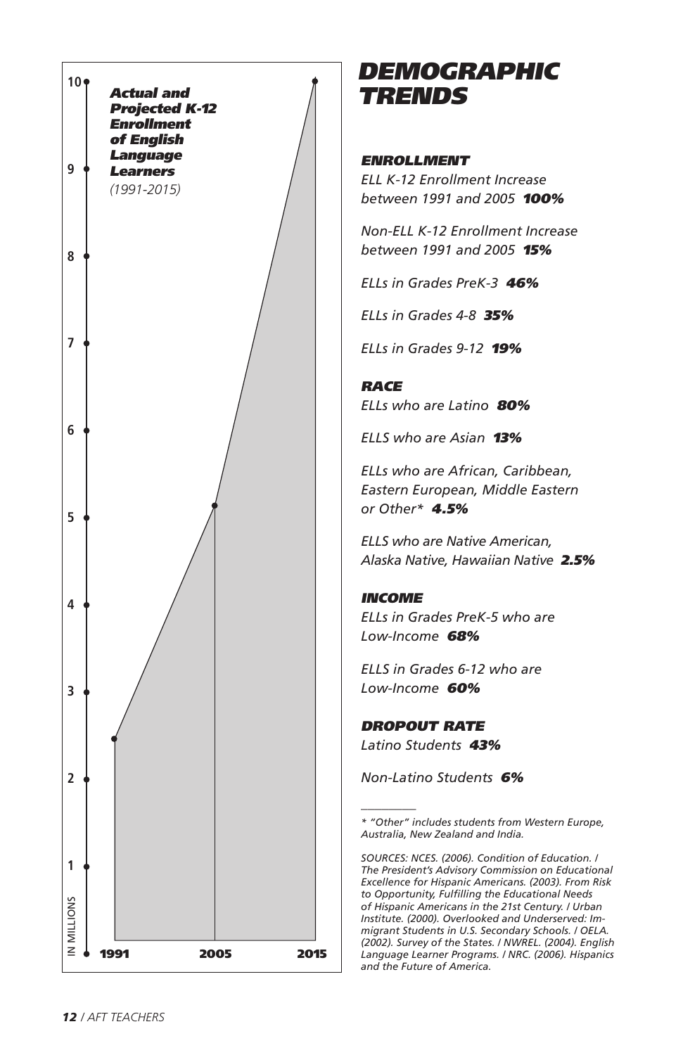**Actual and Projected K-12 Enrollment of English Language Learners**

*(1991-2015)*

IN MILLIONS

| Year | Enrollment (millions) |
|---|---|
| 1991 | ~2.5 |
| 2005 | ~5.1 |
| 2015 | ~10 |

# DEMOGRAPHIC TRENDS

### ENROLLMENT

*ELL K-12 Enrollment Increase between 1991 and 2005* ***100%***

*Non-ELL K-12 Enrollment Increase between 1991 and 2005* ***15%***

*ELLs in Grades PreK-3* ***46%***

*ELLs in Grades 4-8* ***35%***

*ELLs in Grades 9-12* ***19%***

### RACE

*ELLs who are Latino* ***80%***

*ELLS who are Asian* ***13%***

*ELLs who are African, Caribbean, Eastern European, Middle Eastern or Other** ***4.5%***

*ELLS who are Native American, Alaska Native, Hawaiian Native* ***2.5%***

### INCOME

*ELLs in Grades PreK-5 who are Low-Income* ***68%***

*ELLS in Grades 6-12 who are Low-Income* ***60%***

### DROPOUT RATE

*Latino Students* ***43%***

*Non-Latino Students* ***6%***

---

*\* "Other" includes students from Western Europe, Australia, New Zealand and India.*

*SOURCES: NCES. (2006). Condition of Education. / The President's Advisory Commission on Educational Excellence for Hispanic Americans. (2003). From Risk to Opportunity, Fulfilling the Educational Needs of Hispanic Americans in the 21st Century. / Urban Institute. (2000). Overlooked and Underserved: Immigrant Students in U.S. Secondary Schools. / OELA. (2002). Survey of the States. / NWREL. (2004). English Language Learner Programs. / NRC. (2006). Hispanics and the Future of America.*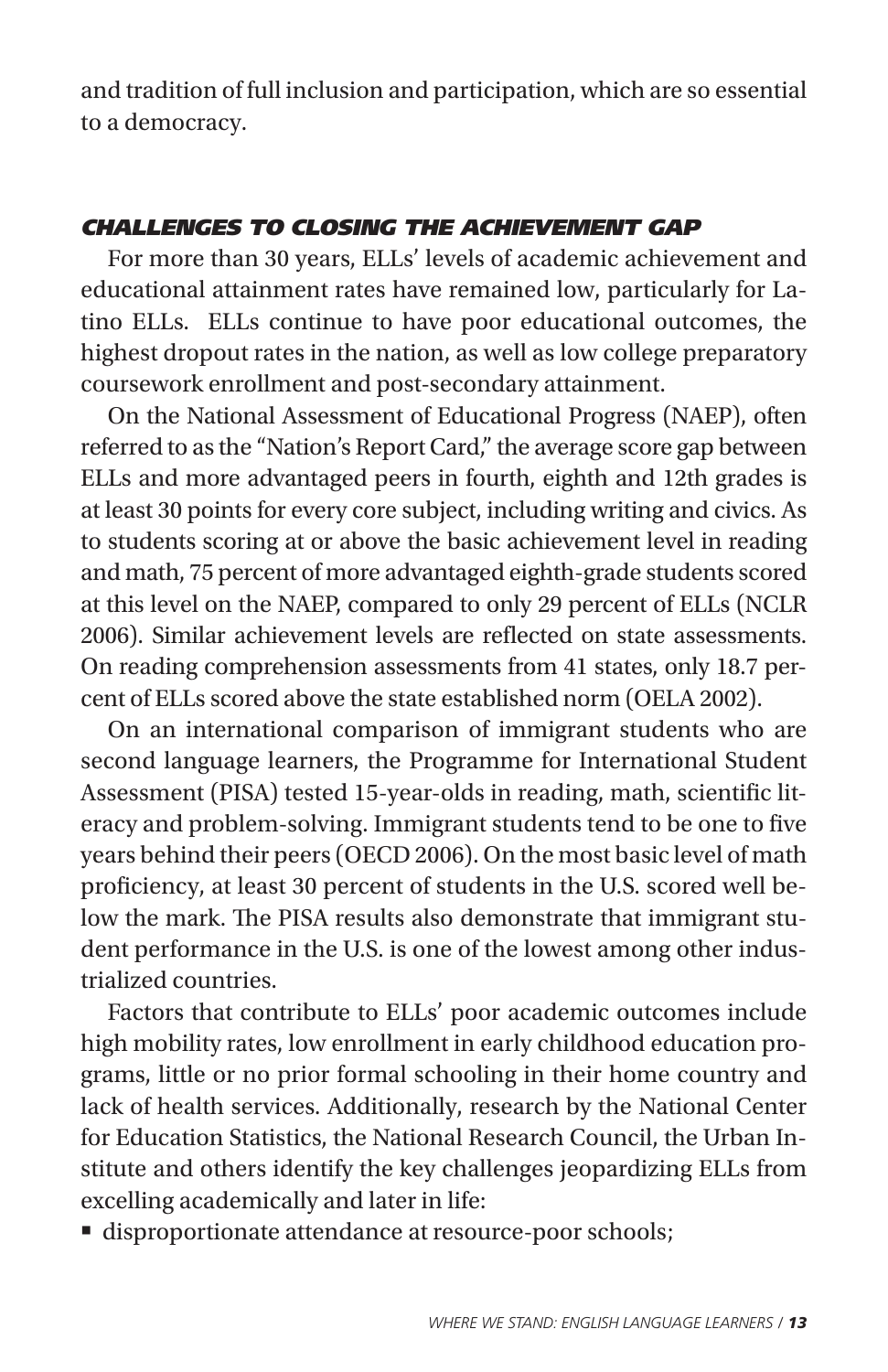and tradition of full inclusion and participation, which are so essential to a democracy.

### *CHALLENGES TO CLOSING THE ACHIEVEMENT GAP*

For more than 30 years, ELLs' levels of academic achievement and educational attainment rates have remained low, particularly for Latino ELLs. ELLs continue to have poor educational outcomes, the highest dropout rates in the nation, as well as low college preparatory coursework enrollment and post-secondary attainment.

On the National Assessment of Educational Progress (NAEP), often referred to as the "Nation's Report Card," the average score gap between ELLs and more advantaged peers in fourth, eighth and 12th grades is at least 30 points for every core subject, including writing and civics. As to students scoring at or above the basic achievement level in reading and math, 75 percent of more advantaged eighth-grade students scored at this level on the NAEP, compared to only 29 percent of ELLs (NCLR 2006). Similar achievement levels are reflected on state assessments. On reading comprehension assessments from 41 states, only 18.7 percent of ELLs scored above the state established norm (OELA 2002).

On an international comparison of immigrant students who are second language learners, the Programme for International Student Assessment (PISA) tested 15-year-olds in reading, math, scientific literacy and problem-solving. Immigrant students tend to be one to five years behind their peers (OECD 2006). On the most basic level of math proficiency, at least 30 percent of students in the U.S. scored well below the mark. The PISA results also demonstrate that immigrant student performance in the U.S. is one of the lowest among other industrialized countries.

Factors that contribute to ELLs' poor academic outcomes include high mobility rates, low enrollment in early childhood education programs, little or no prior formal schooling in their home country and lack of health services. Additionally, research by the National Center for Education Statistics, the National Research Council, the Urban Institute and others identify the key challenges jeopardizing ELLs from excelling academically and later in life:

- disproportionate attendance at resource-poor schools;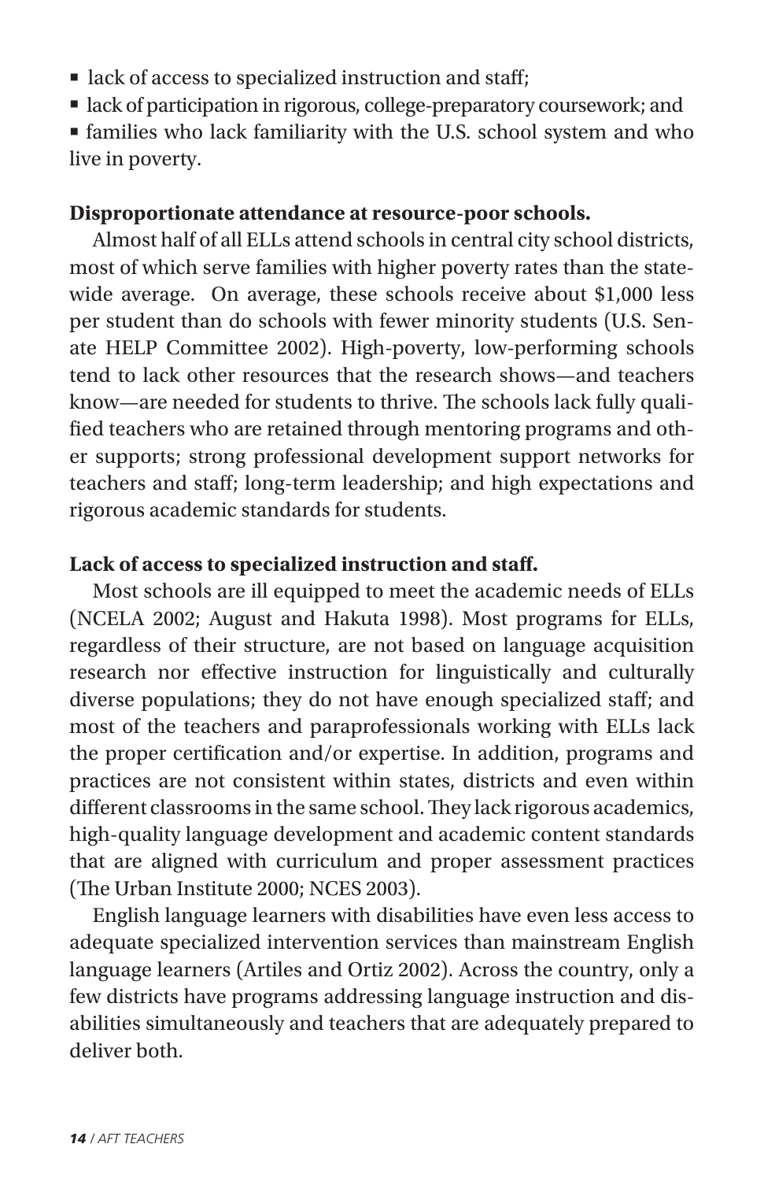- lack of access to specialized instruction and staff;
- lack of participation in rigorous, college-preparatory coursework; and
- families who lack familiarity with the U.S. school system and who live in poverty.

**Disproportionate attendance at resource-poor schools.**

Almost half of all ELLs attend schools in central city school districts, most of which serve families with higher poverty rates than the statewide average. On average, these schools receive about $1,000 less per student than do schools with fewer minority students (U.S. Senate HELP Committee 2002). High-poverty, low-performing schools tend to lack other resources that the research shows—and teachers know—are needed for students to thrive. The schools lack fully qualified teachers who are retained through mentoring programs and other supports; strong professional development support networks for teachers and staff; long-term leadership; and high expectations and rigorous academic standards for students.

**Lack of access to specialized instruction and staff.**

Most schools are ill equipped to meet the academic needs of ELLs (NCELA 2002; August and Hakuta 1998). Most programs for ELLs, regardless of their structure, are not based on language acquisition research nor effective instruction for linguistically and culturally diverse populations; they do not have enough specialized staff; and most of the teachers and paraprofessionals working with ELLs lack the proper certification and/or expertise. In addition, programs and practices are not consistent within states, districts and even within different classrooms in the same school. They lack rigorous academics, high-quality language development and academic content standards that are aligned with curriculum and proper assessment practices (The Urban Institute 2000; NCES 2003).

English language learners with disabilities have even less access to adequate specialized intervention services than mainstream English language learners (Artiles and Ortiz 2002). Across the country, only a few districts have programs addressing language instruction and disabilities simultaneously and teachers that are adequately prepared to deliver both.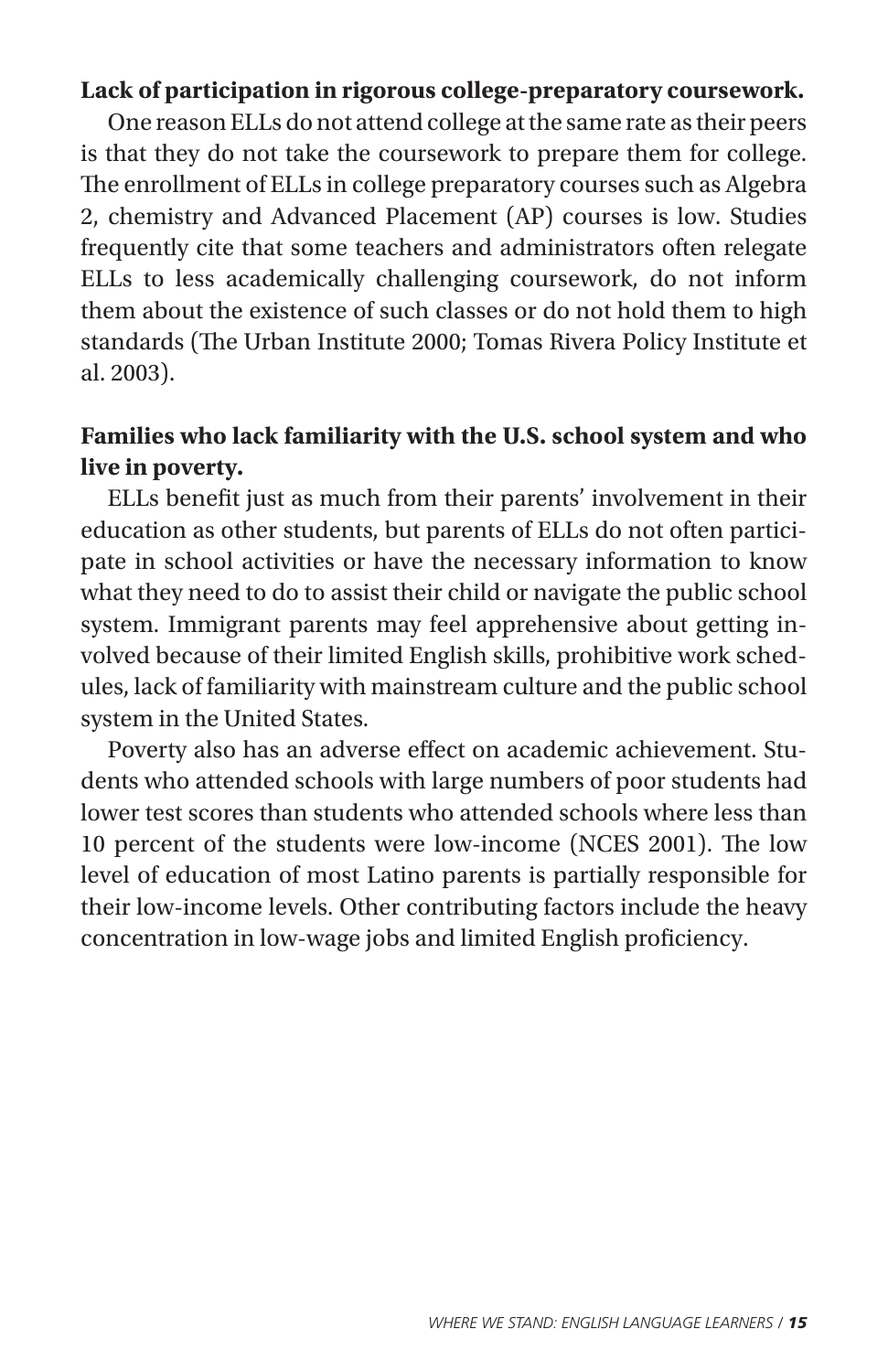**Lack of participation in rigorous college-preparatory coursework.**

One reason ELLs do not attend college at the same rate as their peers is that they do not take the coursework to prepare them for college. The enrollment of ELLs in college preparatory courses such as Algebra 2, chemistry and Advanced Placement (AP) courses is low. Studies frequently cite that some teachers and administrators often relegate ELLs to less academically challenging coursework, do not inform them about the existence of such classes or do not hold them to high standards (The Urban Institute 2000; Tomas Rivera Policy Institute et al. 2003).

**Families who lack familiarity with the U.S. school system and who live in poverty.**

ELLs benefit just as much from their parents' involvement in their education as other students, but parents of ELLs do not often participate in school activities or have the necessary information to know what they need to do to assist their child or navigate the public school system. Immigrant parents may feel apprehensive about getting involved because of their limited English skills, prohibitive work schedules, lack of familiarity with mainstream culture and the public school system in the United States.

Poverty also has an adverse effect on academic achievement. Students who attended schools with large numbers of poor students had lower test scores than students who attended schools where less than 10 percent of the students were low-income (NCES 2001). The low level of education of most Latino parents is partially responsible for their low-income levels. Other contributing factors include the heavy concentration in low-wage jobs and limited English proficiency.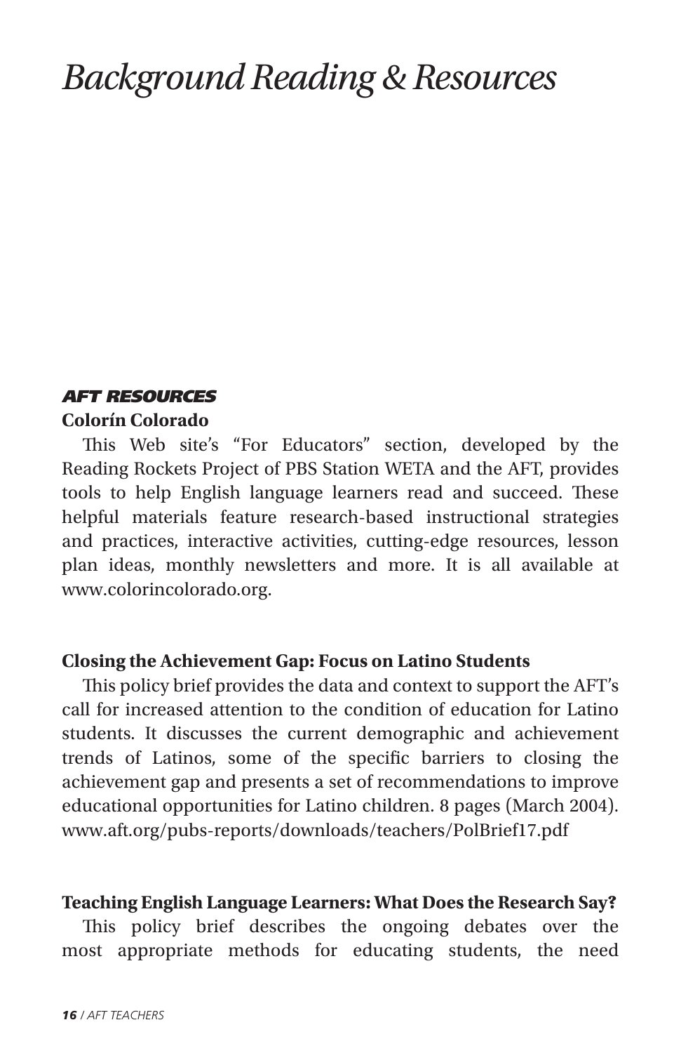# Background Reading & Resources

### AFT RESOURCES

**Colorín Colorado**

This Web site's "For Educators" section, developed by the Reading Rockets Project of PBS Station WETA and the AFT, provides tools to help English language learners read and succeed. These helpful materials feature research-based instructional strategies and practices, interactive activities, cutting-edge resources, lesson plan ideas, monthly newsletters and more. It is all available at www.colorincolorado.org.

**Closing the Achievement Gap: Focus on Latino Students**

This policy brief provides the data and context to support the AFT's call for increased attention to the condition of education for Latino students. It discusses the current demographic and achievement trends of Latinos, some of the specific barriers to closing the achievement gap and presents a set of recommendations to improve educational opportunities for Latino children. 8 pages (March 2004). www.aft.org/pubs-reports/downloads/teachers/PolBrief17.pdf

**Teaching English Language Learners: What Does the Research Say?**

This policy brief describes the ongoing debates over the most appropriate methods for educating students, the need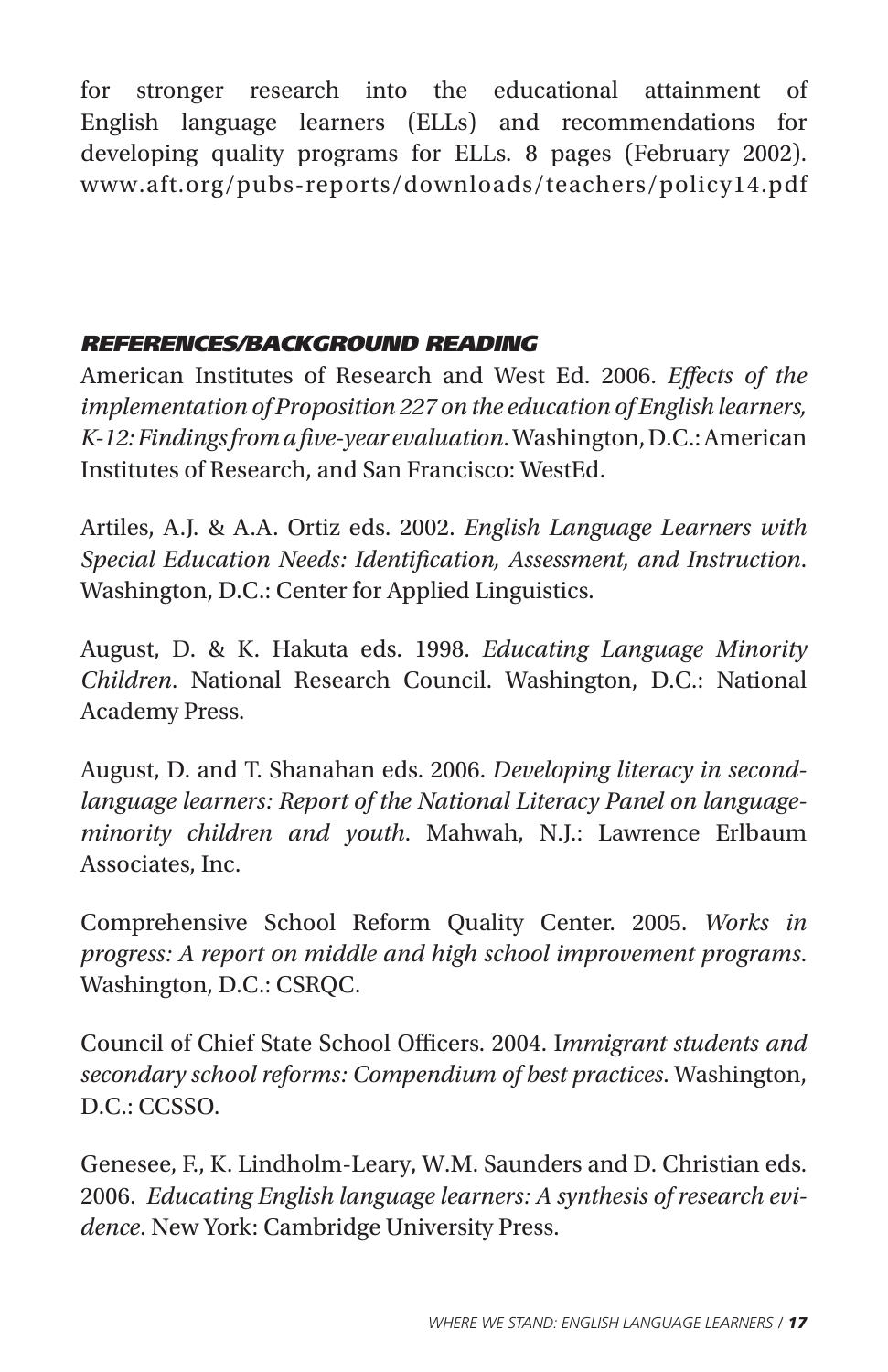for stronger research into the educational attainment of English language learners (ELLs) and recommendations for developing quality programs for ELLs. 8 pages (February 2002). www.aft.org/pubs-reports/downloads/teachers/policy14.pdf

### *REFERENCES/BACKGROUND READING*

American Institutes of Research and West Ed. 2006. *Effects of the implementation of Proposition 227 on the education of English learners, K-12: Findings from a five-year evaluation.* Washington, D.C.: American Institutes of Research, and San Francisco: WestEd.

Artiles, A.J. & A.A. Ortiz eds. 2002. *English Language Learners with Special Education Needs: Identification, Assessment, and Instruction*. Washington, D.C.: Center for Applied Linguistics.

August, D. & K. Hakuta eds. 1998. *Educating Language Minority Children*. National Research Council. Washington, D.C.: National Academy Press.

August, D. and T. Shanahan eds. 2006. *Developing literacy in second-language learners: Report of the National Literacy Panel on language-minority children and youth*. Mahwah, N.J.: Lawrence Erlbaum Associates, Inc.

Comprehensive School Reform Quality Center. 2005. *Works in progress: A report on middle and high school improvement programs.* Washington, D.C.: CSRQC.

Council of Chief State School Officers. 2004. I*mmigrant students and secondary school reforms: Compendium of best practices*. Washington, D.C.: CCSSO.

Genesee, F., K. Lindholm-Leary, W.M. Saunders and D. Christian eds. 2006. *Educating English language learners: A synthesis of research evidence*. New York: Cambridge University Press.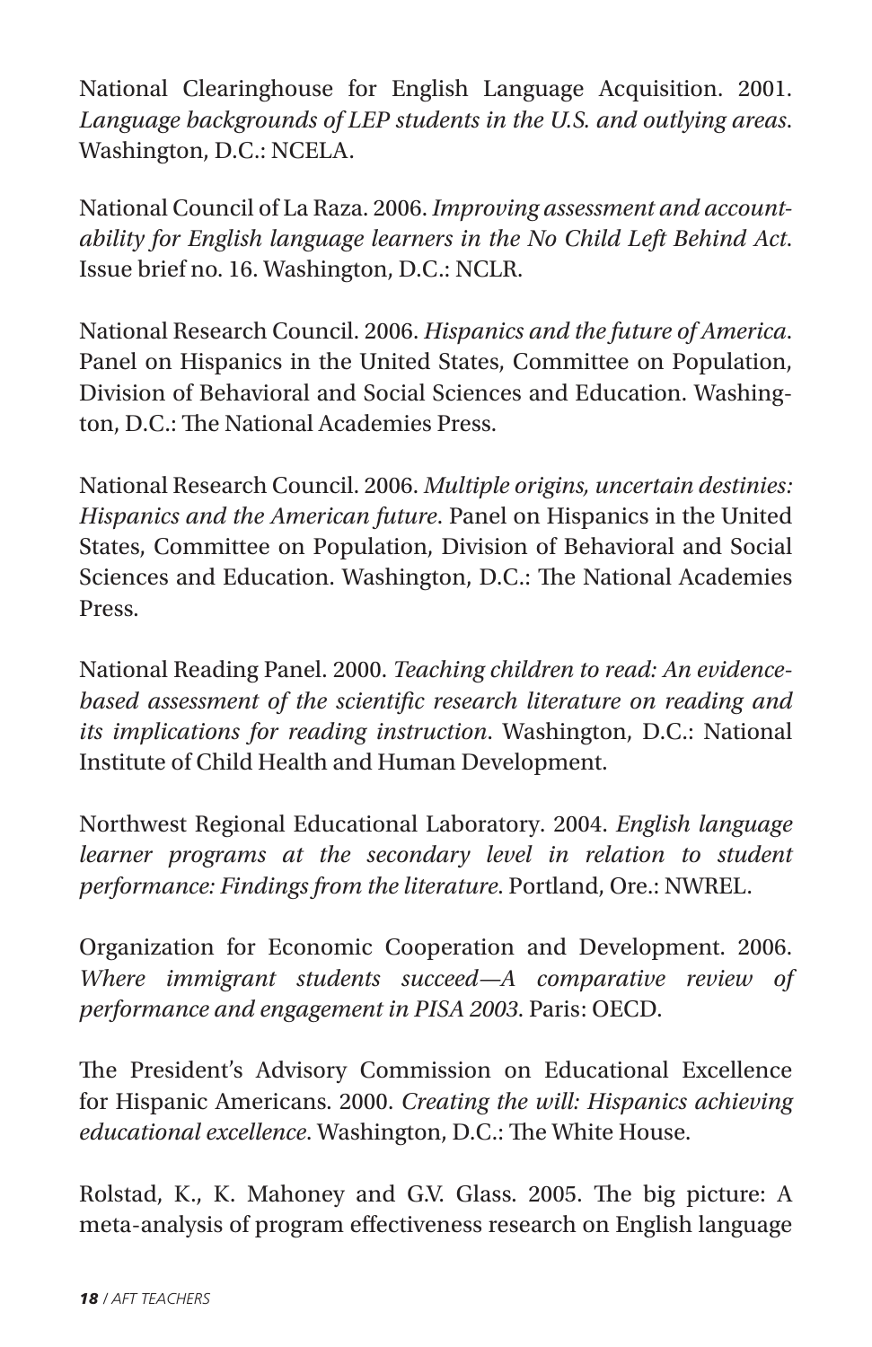National Clearinghouse for English Language Acquisition. 2001. *Language backgrounds of LEP students in the U.S. and outlying areas*. Washington, D.C.: NCELA.

National Council of La Raza. 2006. *Improving assessment and accountability for English language learners in the No Child Left Behind Act*. Issue brief no. 16. Washington, D.C.: NCLR.

National Research Council. 2006. *Hispanics and the future of America*. Panel on Hispanics in the United States, Committee on Population, Division of Behavioral and Social Sciences and Education. Washington, D.C.: The National Academies Press.

National Research Council. 2006. *Multiple origins, uncertain destinies: Hispanics and the American future*. Panel on Hispanics in the United States, Committee on Population, Division of Behavioral and Social Sciences and Education. Washington, D.C.: The National Academies Press.

National Reading Panel. 2000. *Teaching children to read: An evidence-based assessment of the scientific research literature on reading and its implications for reading instruction*. Washington, D.C.: National Institute of Child Health and Human Development.

Northwest Regional Educational Laboratory. 2004. *English language learner programs at the secondary level in relation to student performance: Findings from the literature*. Portland, Ore.: NWREL.

Organization for Economic Cooperation and Development. 2006. *Where immigrant students succeed—A comparative review of performance and engagement in PISA 2003*. Paris: OECD.

The President's Advisory Commission on Educational Excellence for Hispanic Americans. 2000. *Creating the will: Hispanics achieving educational excellence*. Washington, D.C.: The White House.

Rolstad, K., K. Mahoney and G.V. Glass. 2005. The big picture: A meta-analysis of program effectiveness research on English language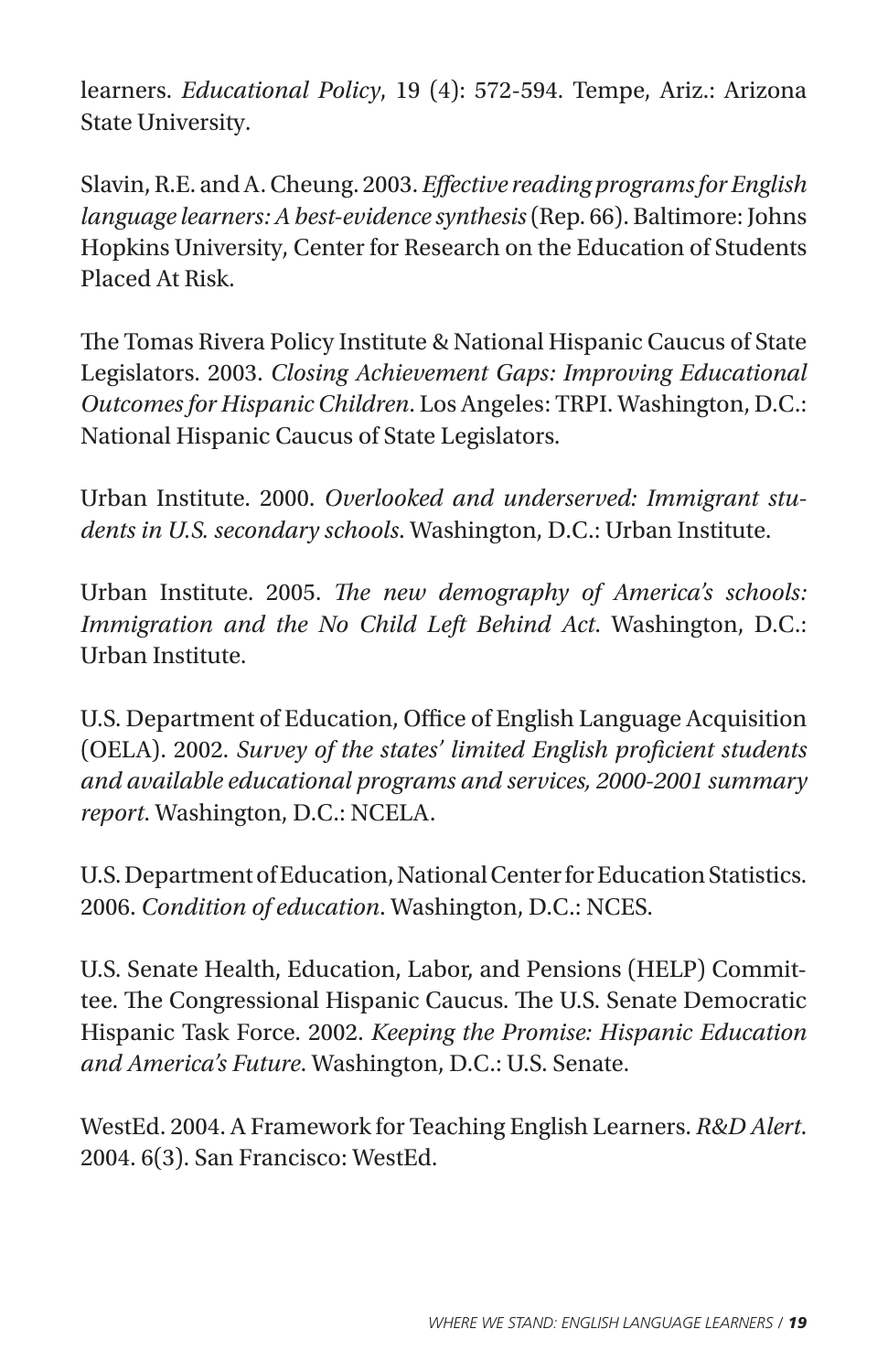learners. *Educational Policy*, 19 (4): 572-594. Tempe, Ariz.: Arizona State University.

Slavin, R.E. and A. Cheung. 2003. *Effective reading programs for English language learners: A best-evidence synthesis* (Rep. 66). Baltimore: Johns Hopkins University, Center for Research on the Education of Students Placed At Risk.

The Tomas Rivera Policy Institute & National Hispanic Caucus of State Legislators. 2003. *Closing Achievement Gaps: Improving Educational Outcomes for Hispanic Children*. Los Angeles: TRPI. Washington, D.C.: National Hispanic Caucus of State Legislators.

Urban Institute. 2000. *Overlooked and underserved: Immigrant students in U.S. secondary schools*. Washington, D.C.: Urban Institute.

Urban Institute. 2005. *The new demography of America's schools: Immigration and the No Child Left Behind Act*. Washington, D.C.: Urban Institute.

U.S. Department of Education, Office of English Language Acquisition (OELA). 2002. *Survey of the states' limited English proficient students and available educational programs and services, 2000-2001 summary report*. Washington, D.C.: NCELA.

U.S. Department of Education, National Center for Education Statistics. 2006. *Condition of education*. Washington, D.C.: NCES.

U.S. Senate Health, Education, Labor, and Pensions (HELP) Committee. The Congressional Hispanic Caucus. The U.S. Senate Democratic Hispanic Task Force. 2002. *Keeping the Promise: Hispanic Education and America's Future*. Washington, D.C.: U.S. Senate.

WestEd. 2004. A Framework for Teaching English Learners. *R&D Alert*. 2004. 6(3). San Francisco: WestEd.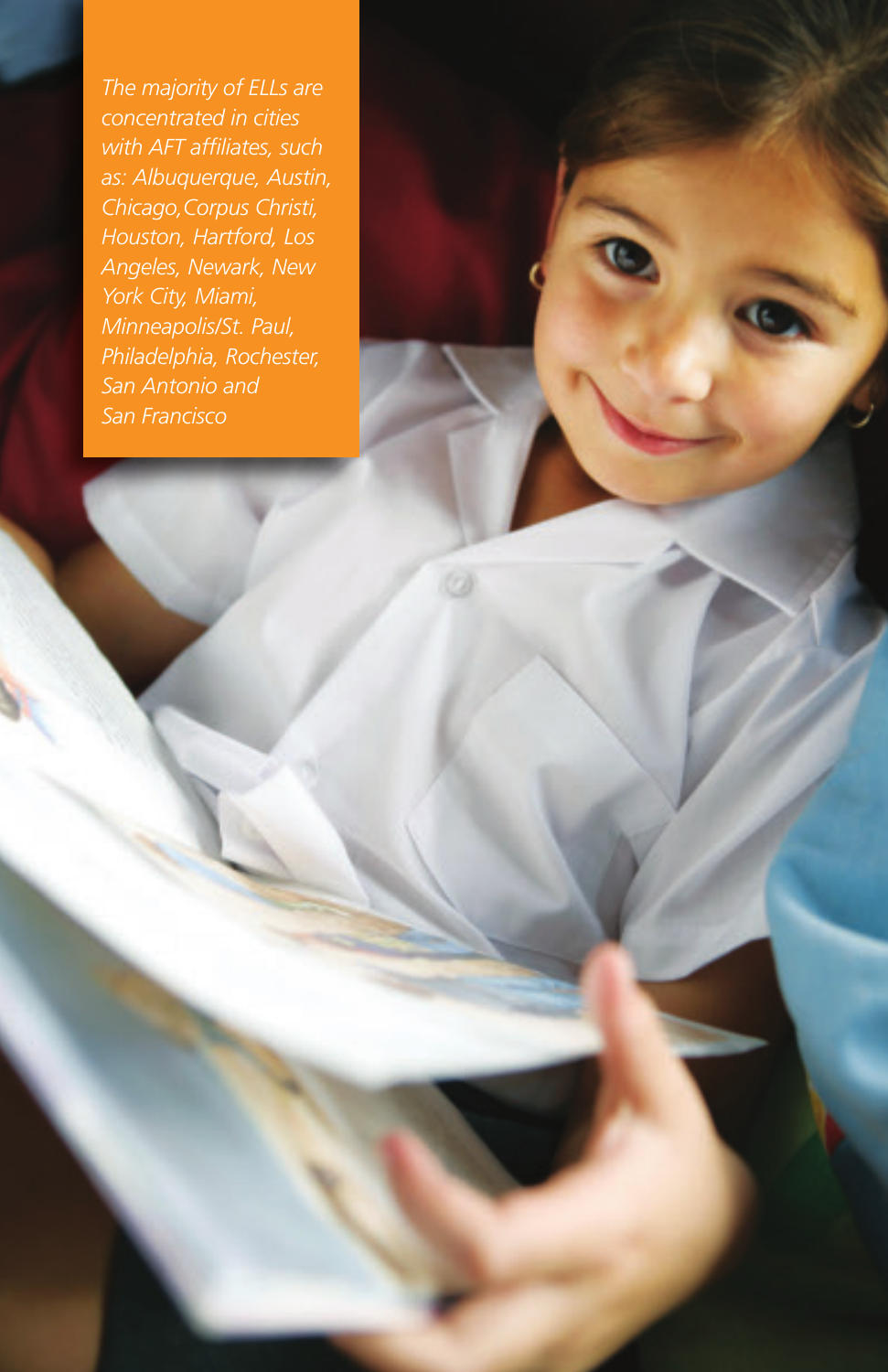*The majority of ELLs are concentrated in cities with AFT affiliates, such as: Albuquerque, Austin, Chicago, Corpus Christi, Houston, Hartford, Los Angeles, Newark, New York City, Miami, Minneapolis/St. Paul, Philadelphia, Rochester, San Antonio and San Francisco*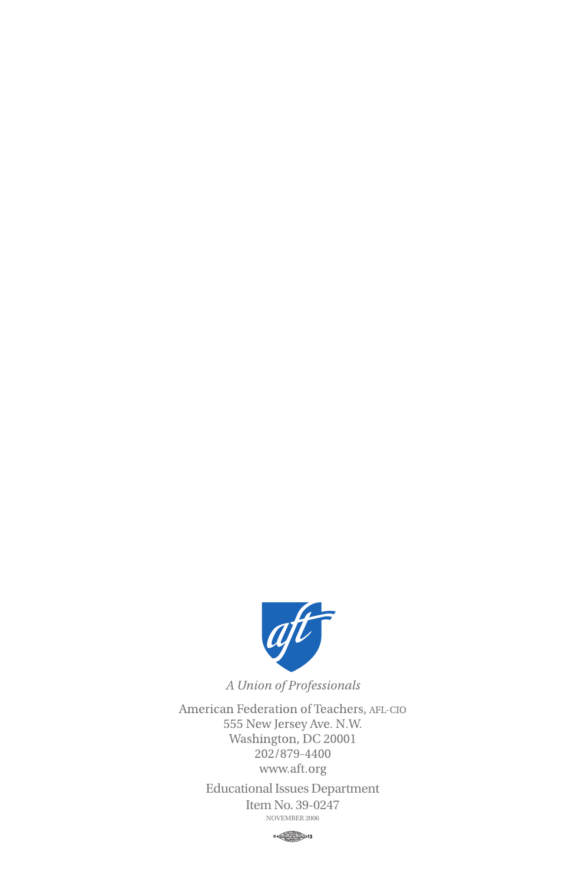*A Union of Professionals*

American Federation of Teachers, AFL-CIO
555 New Jersey Ave. N.W.
Washington, DC 20001
202/879-4400
www.aft.org

Educational Issues Department
Item No. 39-0247
NOVEMBER 2006